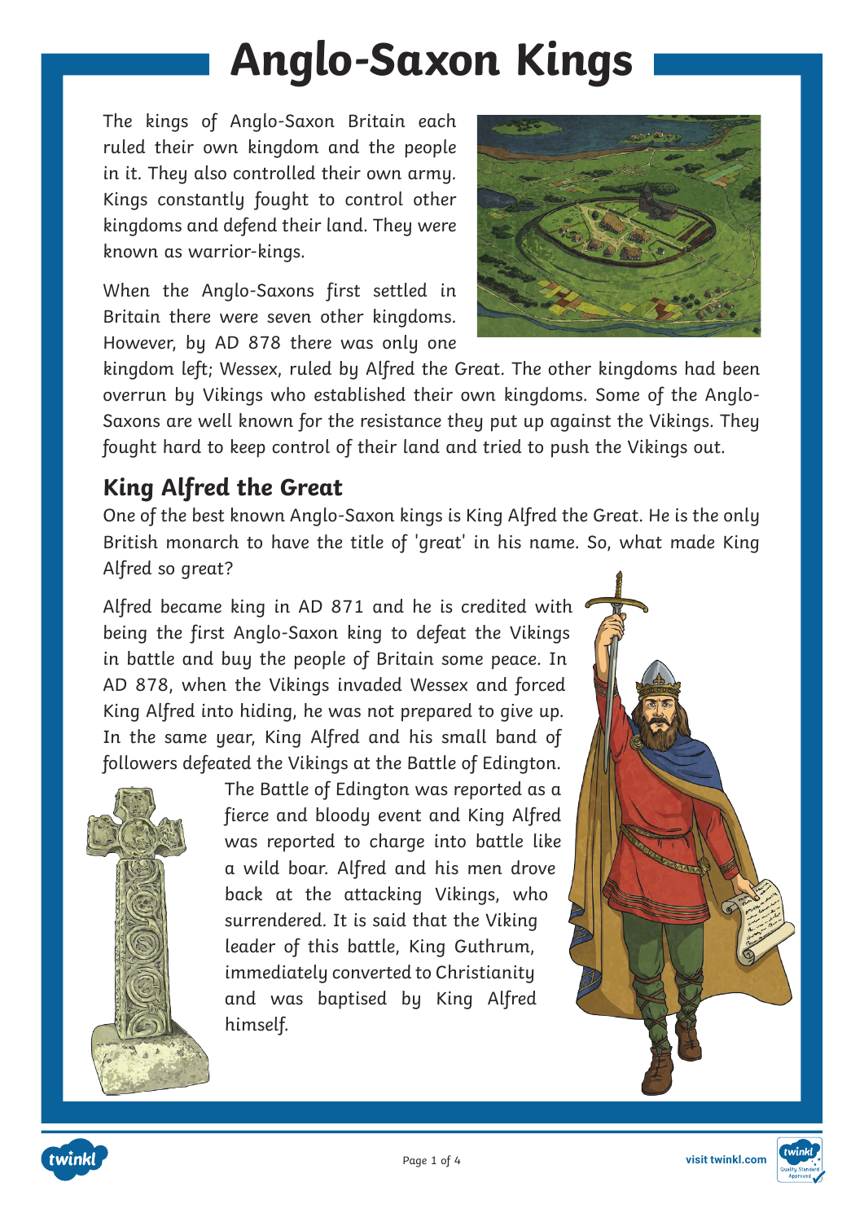# Anglo-Saxon Kings

The kings of Anglo-Saxon Britain each ruled their own kingdom and the people in it. They also controlled their own army. Kings constantly fought to control other kingdoms and defend their land. They were known as warrior-kings.

When the Anglo-Saxons first settled in Britain there were seven other kingdoms. However, by AD 878 there was only one kingdom left; Wessex, ruled by Alfred the Great. The other kingdoms had been overrun by Vikings who established their own kingdoms. Some of the Anglo-Saxons are well known for the resistance they put up against the Vikings. They fought hard to keep control of their land and tried to push the Vikings out.

## King Alfred the Great

One of the best known Anglo-Saxon kings is King Alfred the Great. He is the only British monarch to have the title of 'great' in his name. So, what made King Alfred so great?

Alfred became king in AD 871 and he is credited with being the first Anglo-Saxon king to defeat the Vikings in battle and buy the people of Britain some peace. In AD 878, when the Vikings invaded Wessex and forced King Alfred into hiding, he was not prepared to give up. In the same year, King Alfred and his small band of followers defeated the Vikings at the Battle of Edington.

The Battle of Edington was reported as a fierce and bloody event and King Alfred was reported to charge into battle like a wild boar. Alfred and his men drove back at the attacking Vikings, who surrendered. It is said that the Viking leader of this battle, King Guthrum, immediately converted to Christianity and was baptised by King Alfred himself.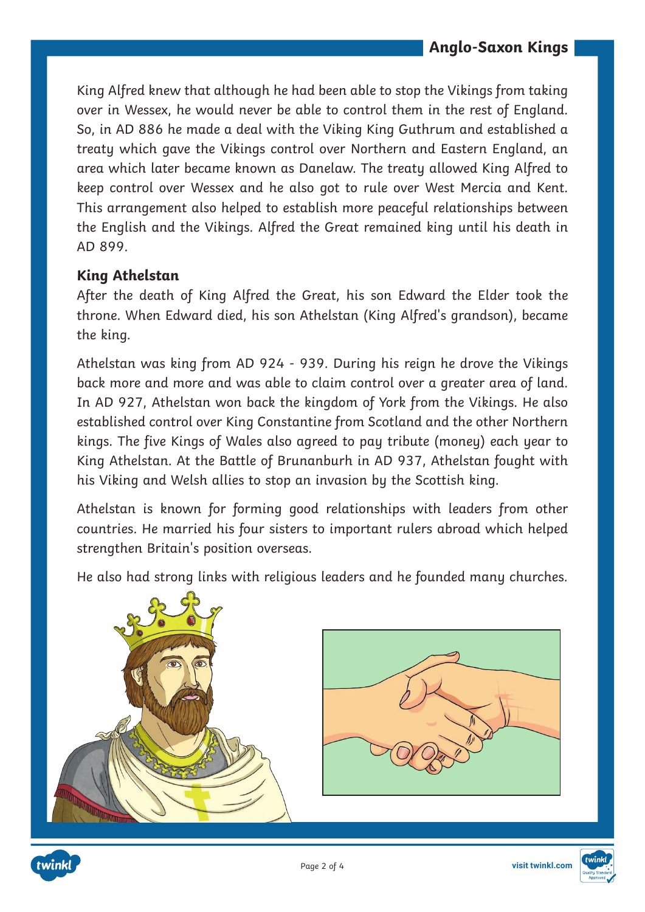King Alfred knew that although he had been able to stop the Vikings from taking over in Wessex, he would never be able to control them in the rest of England. So, in AD 886 he made a deal with the Viking King Guthrum and established a treaty which gave the Vikings control over Northern and Eastern England, an area which later became known as Danelaw. The treaty allowed King Alfred to keep control over Wessex and he also got to rule over West Mercia and Kent. This arrangement also helped to establish more peaceful relationships between the English and the Vikings. Alfred the Great remained king until his death in AD 899.

### King Athelstan

After the death of King Alfred the Great, his son Edward the Elder took the throne. When Edward died, his son Athelstan (King Alfred's grandson), became the king.

Athelstan was king from AD 924 - 939. During his reign he drove the Vikings back more and more and was able to claim control over a greater area of land. In AD 927, Athelstan won back the kingdom of York from the Vikings. He also established control over King Constantine from Scotland and the other Northern kings. The five Kings of Wales also agreed to pay tribute (money) each year to King Athelstan. At the Battle of Brunanburh in AD 937, Athelstan fought with his Viking and Welsh allies to stop an invasion by the Scottish king.

Athelstan is known for forming good relationships with leaders from other countries. He married his four sisters to important rulers abroad which helped strengthen Britain's position overseas.

He also had strong links with religious leaders and he founded many churches.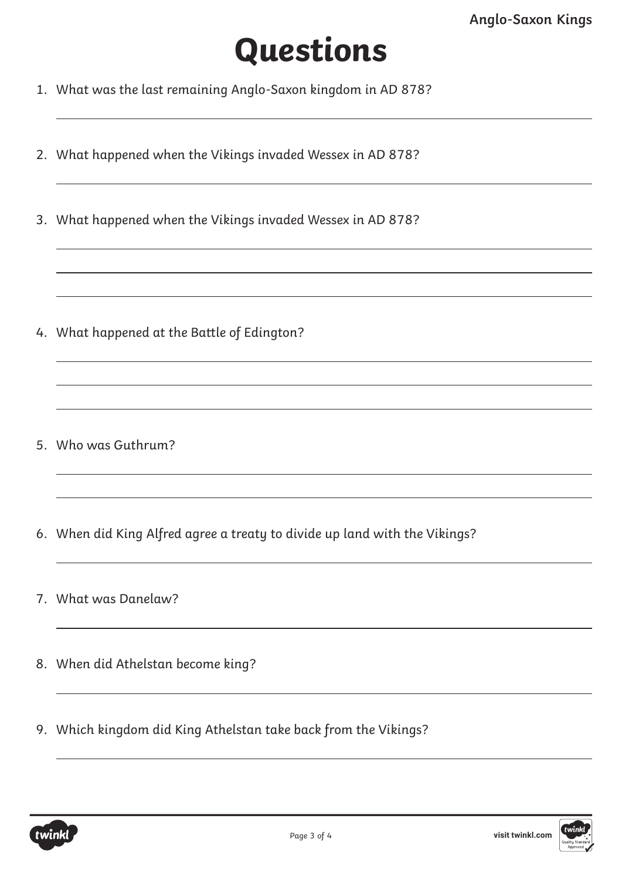# Questions

1. What was the last remaining Anglo-Saxon kingdom in AD 878?

2. What happened when the Vikings invaded Wessex in AD 878?

3. What happened when the Vikings invaded Wessex in AD 878?

4. What happened at the Battle of Edington?

5. Who was Guthrum?

6. When did King Alfred agree a treaty to divide up land with the Vikings?

7. What was Danelaw?

8. When did Athelstan become king?

9. Which kingdom did King Athelstan take back from the Vikings?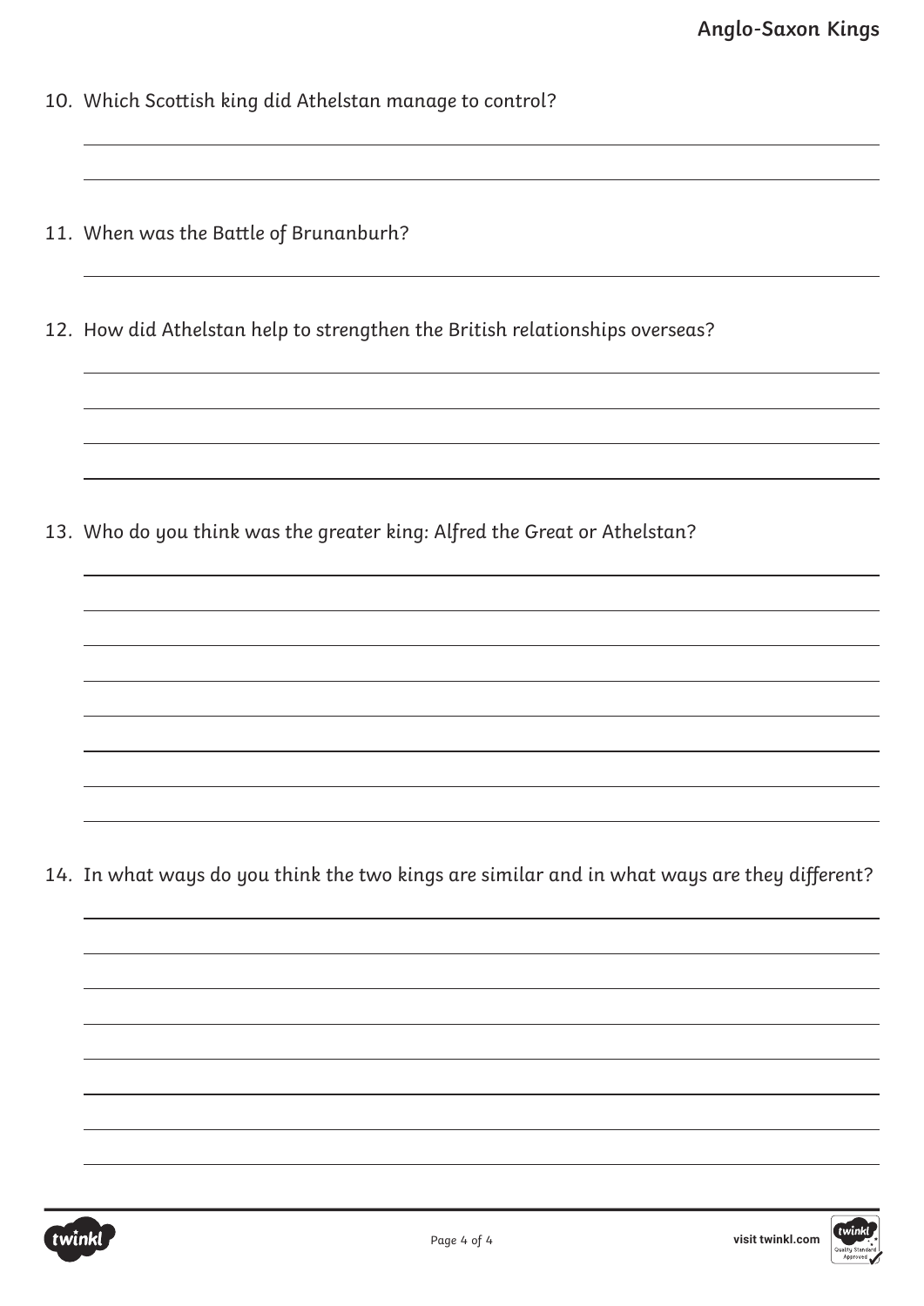10. Which Scottish king did Athelstan manage to control?

11. When was the Battle of Brunanburh?

12. How did Athelstan help to strengthen the British relationships overseas?

13. Who do you think was the greater king: Alfred the Great or Athelstan?

14. In what ways do you think the two kings are similar and in what ways are they different?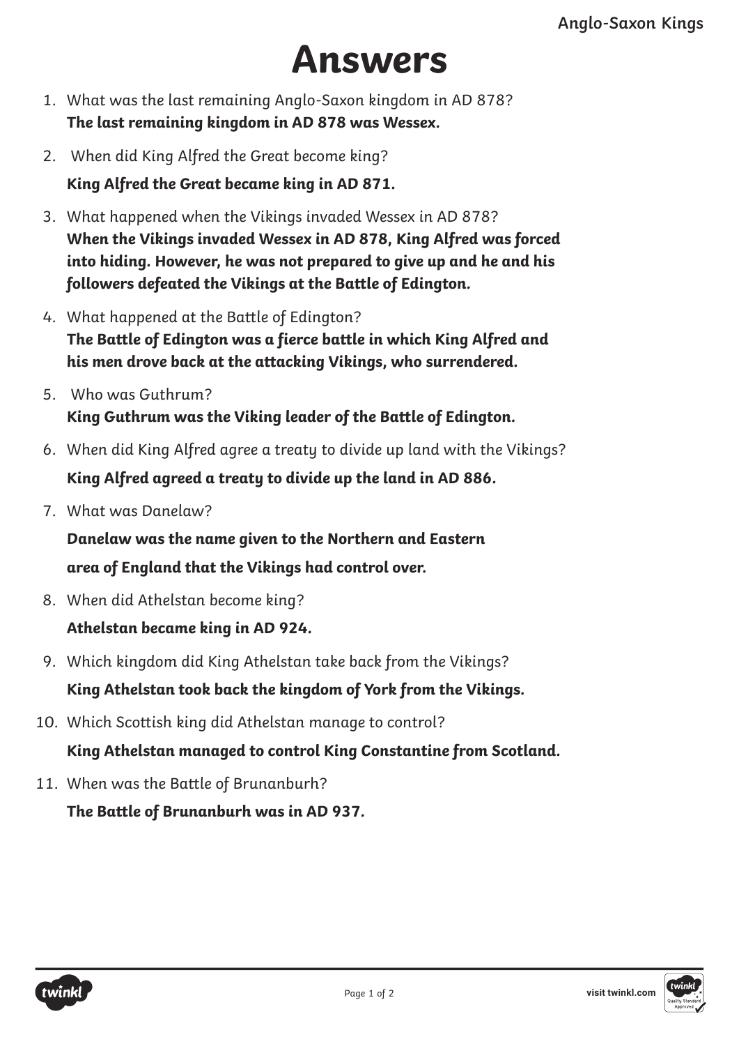# Answers

1. What was the last remaining Anglo-Saxon kingdom in AD 878?
   **The last remaining kingdom in AD 878 was Wessex.**
2. When did King Alfred the Great become king?
   **King Alfred the Great became king in AD 871.**
3. What happened when the Vikings invaded Wessex in AD 878?
   **When the Vikings invaded Wessex in AD 878, King Alfred was forced into hiding. However, he was not prepared to give up and he and his followers defeated the Vikings at the Battle of Edington.**
4. What happened at the Battle of Edington?
   **The Battle of Edington was a fierce battle in which King Alfred and his men drove back at the attacking Vikings, who surrendered.**
5. Who was Guthrum?
   **King Guthrum was the Viking leader of the Battle of Edington.**
6. When did King Alfred agree a treaty to divide up land with the Vikings?
   **King Alfred agreed a treaty to divide up the land in AD 886.**
7. What was Danelaw?
   **Danelaw was the name given to the Northern and Eastern area of England that the Vikings had control over.**
8. When did Athelstan become king?
   **Athelstan became king in AD 924.**
9. Which kingdom did King Athelstan take back from the Vikings?
   **King Athelstan took back the kingdom of York from the Vikings.**
10. Which Scottish king did Athelstan manage to control?
    **King Athelstan managed to control King Constantine from Scotland.**
11. When was the Battle of Brunanburh?
    **The Battle of Brunanburh was in AD 937.**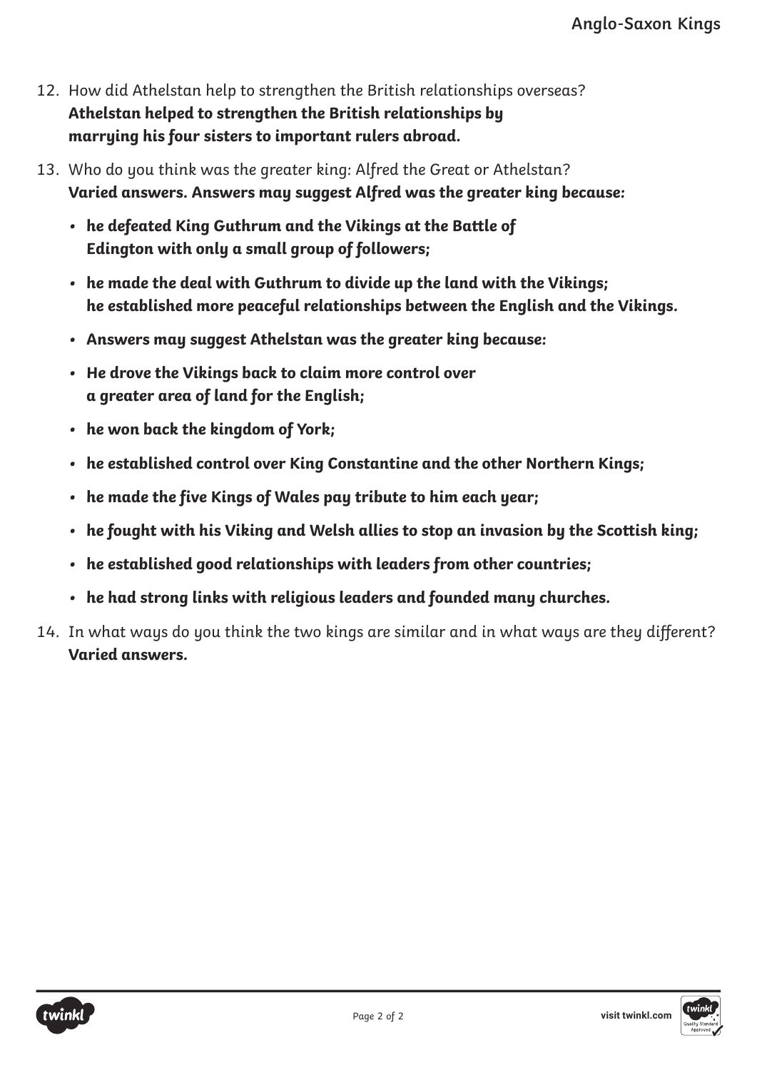12. How did Athelstan help to strengthen the British relationships overseas?
    **Athelstan helped to strengthen the British relationships by marrying his four sisters to important rulers abroad.**

13. Who do you think was the greater king: Alfred the Great or Athelstan?
    **Varied answers. Answers may suggest Alfred was the greater king because:**

    - ***he defeated King Guthrum and the Vikings at the Battle of Edington with only a small group of followers;***
    - ***he made the deal with Guthrum to divide up the land with the Vikings; he established more peaceful relationships between the English and the Vikings.***
    - ***Answers may suggest Athelstan was the greater king because:***
    - ***He drove the Vikings back to claim more control over a greater area of land for the English;***
    - ***he won back the kingdom of York;***
    - ***he established control over King Constantine and the other Northern Kings;***
    - ***he made the five Kings of Wales pay tribute to him each year;***
    - ***he fought with his Viking and Welsh allies to stop an invasion by the Scottish king;***
    - ***he established good relationships with leaders from other countries;***
    - ***he had strong links with religious leaders and founded many churches.***

14. In what ways do you think the two kings are similar and in what ways are they different?
    **Varied answers.**